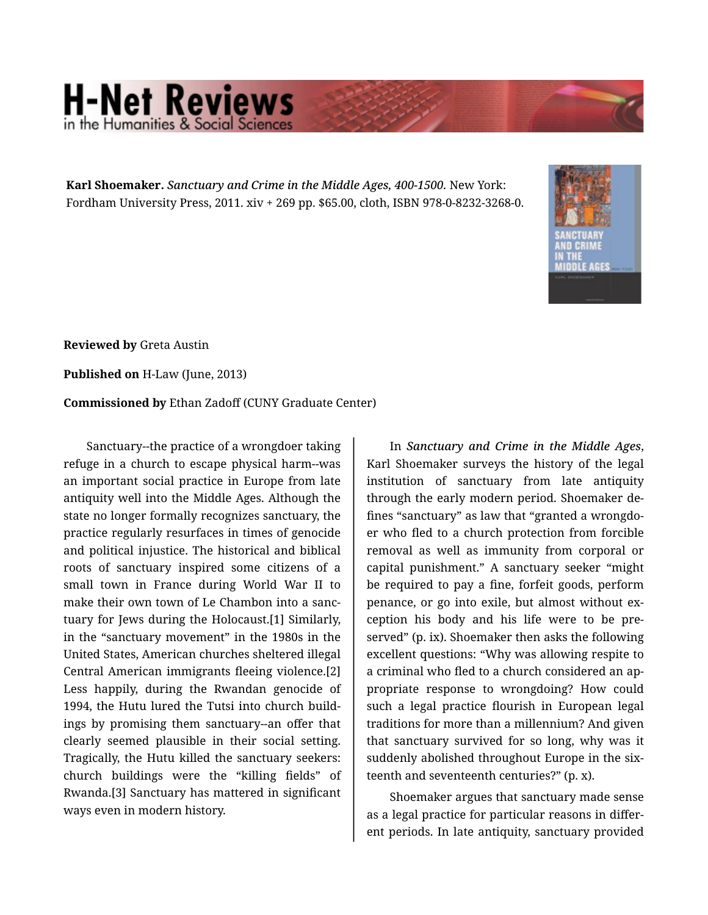**Karl Shoemaker.** *Sanctuary and Crime in the Middle Ages, 400-1500.* New York: Fordham University Press, 2011. xiv + 269 pp. $65.00, cloth, ISBN 978-0-8232-3268-0.

**Reviewed by** Greta Austin

**Published on** H-Law (June, 2013)

**Commissioned by** Ethan Zadoff (CUNY Graduate Center)

Sanctuary--the practice of a wrongdoer taking refuge in a church to escape physical harm--was an important social practice in Europe from late antiquity well into the Middle Ages. Although the state no longer formally recognizes sanctuary, the practice regularly resurfaces in times of genocide and political injustice. The historical and biblical roots of sanctuary inspired some citizens of a small town in France during World War II to make their own town of Le Chambon into a sanctuary for Jews during the Holocaust.[1] Similarly, in the "sanctuary movement" in the 1980s in the United States, American churches sheltered illegal Central American immigrants fleeing violence.[2] Less happily, during the Rwandan genocide of 1994, the Hutu lured the Tutsi into church buildings by promising them sanctuary--an offer that clearly seemed plausible in their social setting. Tragically, the Hutu killed the sanctuary seekers: church buildings were the "killing fields" of Rwanda.[3] Sanctuary has mattered in significant ways even in modern history.

In *Sanctuary and Crime in the Middle Ages*, Karl Shoemaker surveys the history of the legal institution of sanctuary from late antiquity through the early modern period. Shoemaker defines "sanctuary" as law that "granted a wrongdoer who fled to a church protection from forcible removal as well as immunity from corporal or capital punishment." A sanctuary seeker "might be required to pay a fine, forfeit goods, perform penance, or go into exile, but almost without exception his body and his life were to be preserved" (p. ix). Shoemaker then asks the following excellent questions: "Why was allowing respite to a criminal who fled to a church considered an appropriate response to wrongdoing? How could such a legal practice flourish in European legal traditions for more than a millennium? And given that sanctuary survived for so long, why was it suddenly abolished throughout Europe in the sixteenth and seventeenth centuries?" (p. x).

Shoemaker argues that sanctuary made sense as a legal practice for particular reasons in different periods. In late antiquity, sanctuary provided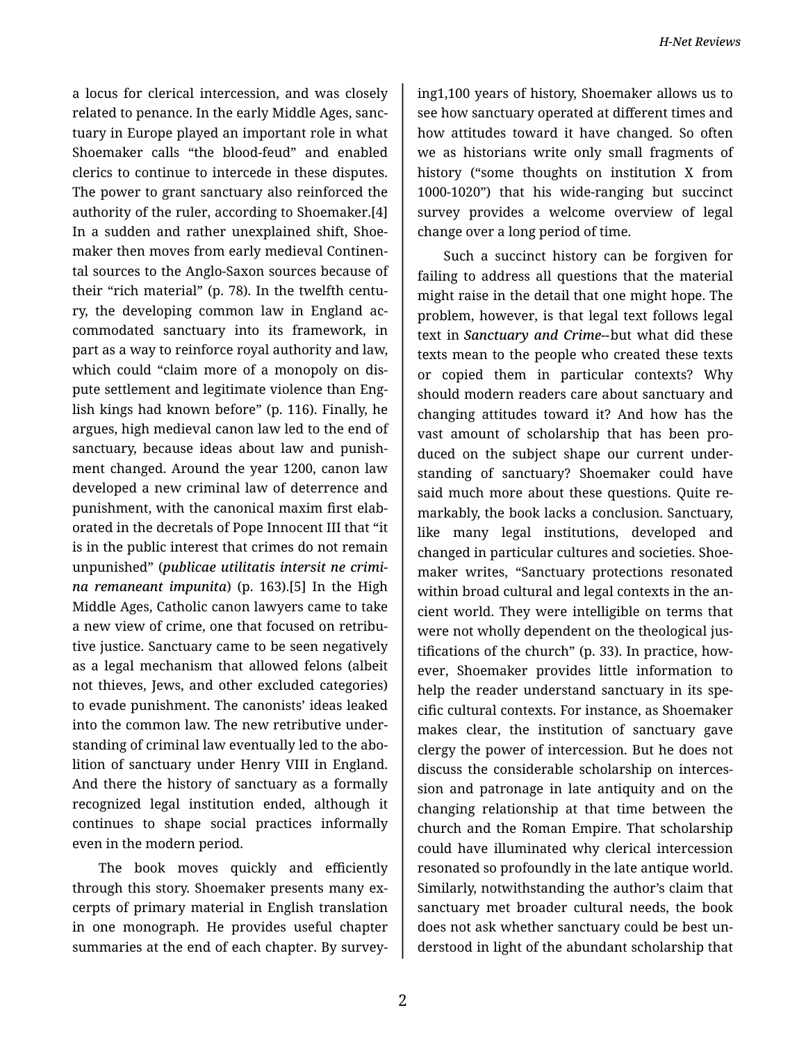a locus for clerical intercession, and was closely related to penance. In the early Middle Ages, sanctuary in Europe played an important role in what Shoemaker calls "the blood-feud" and enabled clerics to continue to intercede in these disputes. The power to grant sanctuary also reinforced the authority of the ruler, according to Shoemaker.[4] In a sudden and rather unexplained shift, Shoemaker then moves from early medieval Continental sources to the Anglo-Saxon sources because of their "rich material" (p. 78). In the twelfth century, the developing common law in England accommodated sanctuary into its framework, in part as a way to reinforce royal authority and law, which could "claim more of a monopoly on dispute settlement and legitimate violence than English kings had known before" (p. 116). Finally, he argues, high medieval canon law led to the end of sanctuary, because ideas about law and punishment changed. Around the year 1200, canon law developed a new criminal law of deterrence and punishment, with the canonical maxim first elaborated in the decretals of Pope Innocent III that "it is in the public interest that crimes do not remain unpunished" (***publicae utilitatis intersit ne crimina remaneant impunita***) (p. 163).[5] In the High Middle Ages, Catholic canon lawyers came to take a new view of crime, one that focused on retributive justice. Sanctuary came to be seen negatively as a legal mechanism that allowed felons (albeit not thieves, Jews, and other excluded categories) to evade punishment. The canonists' ideas leaked into the common law. The new retributive understanding of criminal law eventually led to the abolition of sanctuary under Henry VIII in England. And there the history of sanctuary as a formally recognized legal institution ended, although it continues to shape social practices informally even in the modern period.

The book moves quickly and efficiently through this story. Shoemaker presents many excerpts of primary material in English translation in one monograph. He provides useful chapter summaries at the end of each chapter. By surveying1,100 years of history, Shoemaker allows us to see how sanctuary operated at different times and how attitudes toward it have changed. So often we as historians write only small fragments of history ("some thoughts on institution X from 1000-1020") that his wide-ranging but succinct survey provides a welcome overview of legal change over a long period of time.

Such a succinct history can be forgiven for failing to address all questions that the material might raise in the detail that one might hope. The problem, however, is that legal text follows legal text in ***Sanctuary and Crime***--but what did these texts mean to the people who created these texts or copied them in particular contexts? Why should modern readers care about sanctuary and changing attitudes toward it? And how has the vast amount of scholarship that has been produced on the subject shape our current understanding of sanctuary? Shoemaker could have said much more about these questions. Quite remarkably, the book lacks a conclusion. Sanctuary, like many legal institutions, developed and changed in particular cultures and societies. Shoemaker writes, "Sanctuary protections resonated within broad cultural and legal contexts in the ancient world. They were intelligible on terms that were not wholly dependent on the theological justifications of the church" (p. 33). In practice, however, Shoemaker provides little information to help the reader understand sanctuary in its specific cultural contexts. For instance, as Shoemaker makes clear, the institution of sanctuary gave clergy the power of intercession. But he does not discuss the considerable scholarship on intercession and patronage in late antiquity and on the changing relationship at that time between the church and the Roman Empire. That scholarship could have illuminated why clerical intercession resonated so profoundly in the late antique world. Similarly, notwithstanding the author's claim that sanctuary met broader cultural needs, the book does not ask whether sanctuary could be best understood in light of the abundant scholarship that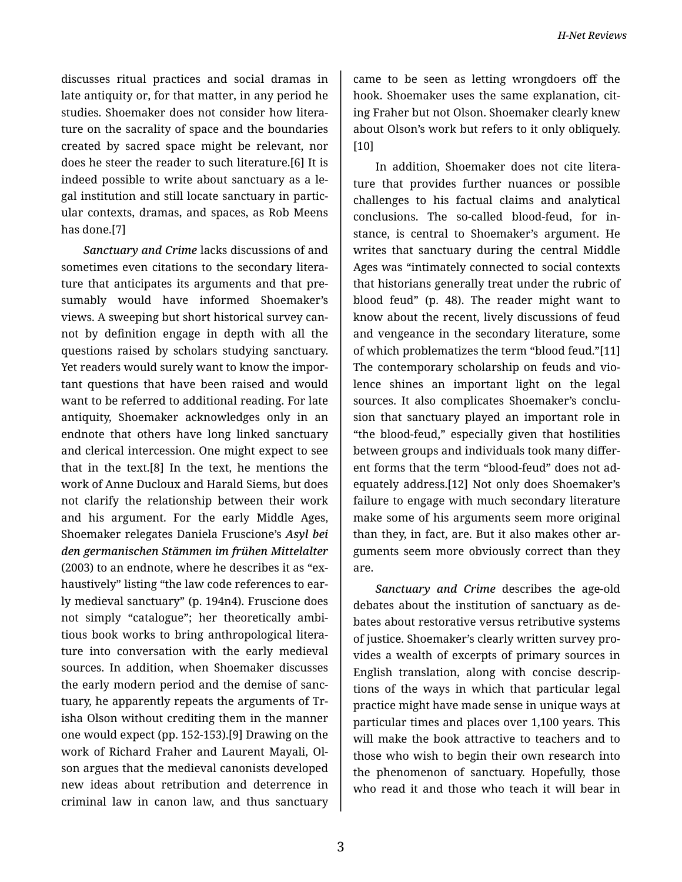discusses ritual practices and social dramas in late antiquity or, for that matter, in any period he studies. Shoemaker does not consider how literature on the sacrality of space and the boundaries created by sacred space might be relevant, nor does he steer the reader to such literature.[6] It is indeed possible to write about sanctuary as a legal institution and still locate sanctuary in particular contexts, dramas, and spaces, as Rob Meens has done.[7]

*Sanctuary and Crime* lacks discussions of and sometimes even citations to the secondary literature that anticipates its arguments and that presumably would have informed Shoemaker's views. A sweeping but short historical survey cannot by definition engage in depth with all the questions raised by scholars studying sanctuary. Yet readers would surely want to know the important questions that have been raised and would want to be referred to additional reading. For late antiquity, Shoemaker acknowledges only in an endnote that others have long linked sanctuary and clerical intercession. One might expect to see that in the text.[8] In the text, he mentions the work of Anne Ducloux and Harald Siems, but does not clarify the relationship between their work and his argument. For the early Middle Ages, Shoemaker relegates Daniela Fruscione's ***Asyl bei den germanischen Stämmen im frühen Mittelalter*** (2003) to an endnote, where he describes it as "exhaustively" listing "the law code references to early medieval sanctuary" (p. 194n4). Fruscione does not simply "catalogue"; her theoretically ambitious book works to bring anthropological literature into conversation with the early medieval sources. In addition, when Shoemaker discusses the early modern period and the demise of sanctuary, he apparently repeats the arguments of Trisha Olson without crediting them in the manner one would expect (pp. 152-153).[9] Drawing on the work of Richard Fraher and Laurent Mayali, Olson argues that the medieval canonists developed new ideas about retribution and deterrence in criminal law in canon law, and thus sanctuary came to be seen as letting wrongdoers off the hook. Shoemaker uses the same explanation, citing Fraher but not Olson. Shoemaker clearly knew about Olson's work but refers to it only obliquely.[10]

In addition, Shoemaker does not cite literature that provides further nuances or possible challenges to his factual claims and analytical conclusions. The so-called blood-feud, for instance, is central to Shoemaker's argument. He writes that sanctuary during the central Middle Ages was "intimately connected to social contexts that historians generally treat under the rubric of blood feud" (p. 48). The reader might want to know about the recent, lively discussions of feud and vengeance in the secondary literature, some of which problematizes the term "blood feud."[11] The contemporary scholarship on feuds and violence shines an important light on the legal sources. It also complicates Shoemaker's conclusion that sanctuary played an important role in "the blood-feud," especially given that hostilities between groups and individuals took many different forms that the term "blood-feud" does not adequately address.[12] Not only does Shoemaker's failure to engage with much secondary literature make some of his arguments seem more original than they, in fact, are. But it also makes other arguments seem more obviously correct than they are.

***Sanctuary and Crime*** describes the age-old debates about the institution of sanctuary as debates about restorative versus retributive systems of justice. Shoemaker's clearly written survey provides a wealth of excerpts of primary sources in English translation, along with concise descriptions of the ways in which that particular legal practice might have made sense in unique ways at particular times and places over 1,100 years. This will make the book attractive to teachers and to those who wish to begin their own research into the phenomenon of sanctuary. Hopefully, those who read it and those who teach it will bear in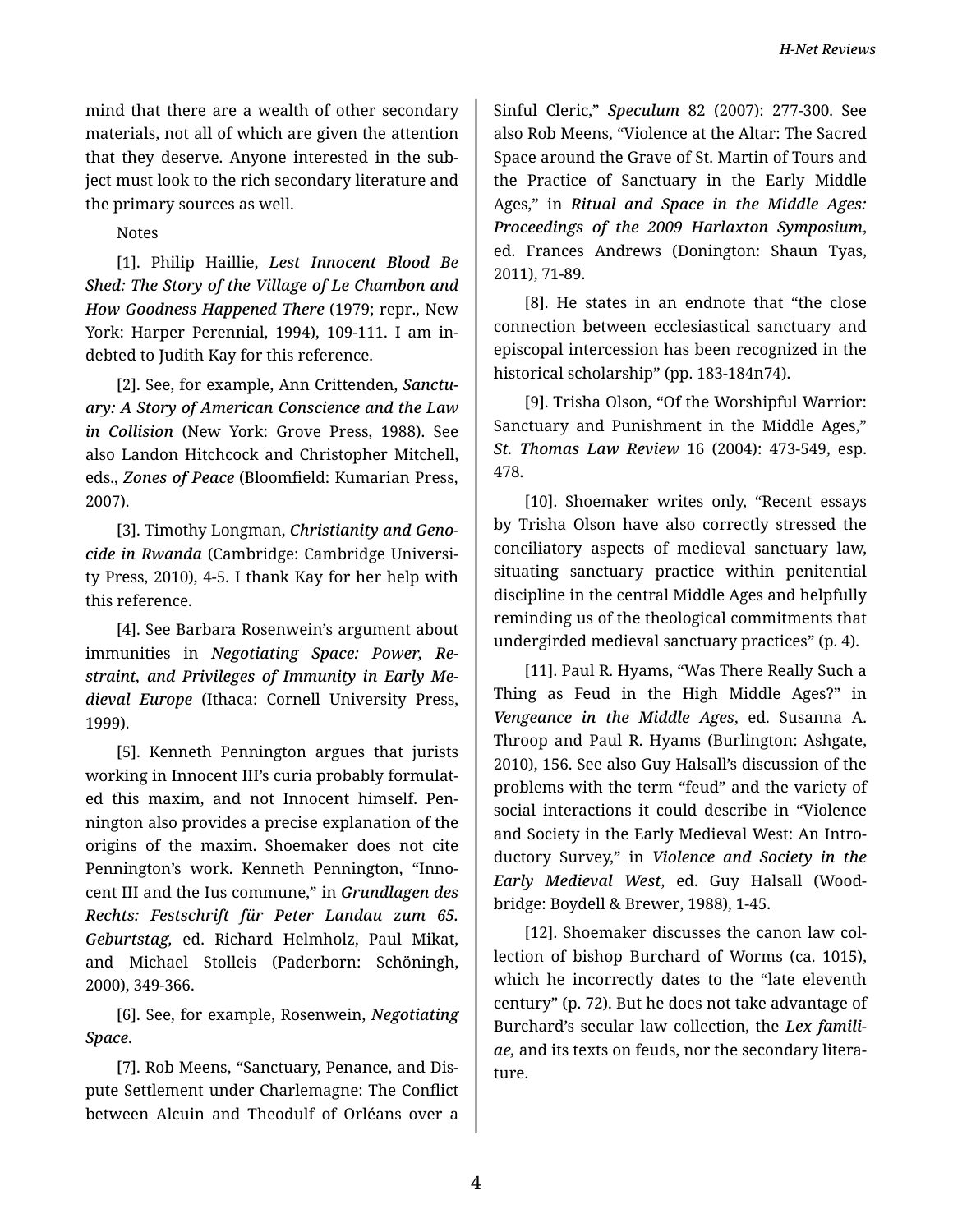mind that there are a wealth of other secondary materials, not all of which are given the attention that they deserve. Anyone interested in the subject must look to the rich secondary literature and the primary sources as well.

Notes

[1]. Philip Haillie, ***Lest Innocent Blood Be Shed: The Story of the Village of Le Chambon and How Goodness Happened There*** (1979; repr., New York: Harper Perennial, 1994), 109-111. I am indebted to Judith Kay for this reference.

[2]. See, for example, Ann Crittenden, ***Sanctuary: A Story of American Conscience and the Law in Collision*** (New York: Grove Press, 1988). See also Landon Hitchcock and Christopher Mitchell, eds., ***Zones of Peace*** (Bloomfield: Kumarian Press, 2007).

[3]. Timothy Longman, ***Christianity and Genocide in Rwanda*** (Cambridge: Cambridge University Press, 2010), 4-5. I thank Kay for her help with this reference.

[4]. See Barbara Rosenwein's argument about immunities in ***Negotiating Space: Power, Restraint, and Privileges of Immunity in Early Medieval Europe*** (Ithaca: Cornell University Press, 1999).

[5]. Kenneth Pennington argues that jurists working in Innocent III's curia probably formulated this maxim, and not Innocent himself. Pennington also provides a precise explanation of the origins of the maxim. Shoemaker does not cite Pennington's work. Kenneth Pennington, "Innocent III and the Ius commune," in ***Grundlagen des Rechts: Festschrift für Peter Landau zum 65. Geburtstag***, ed. Richard Helmholz, Paul Mikat, and Michael Stolleis (Paderborn: Schöningh, 2000), 349-366.

[6]. See, for example, Rosenwein, ***Negotiating Space***.

[7]. Rob Meens, "Sanctuary, Penance, and Dispute Settlement under Charlemagne: The Conflict between Alcuin and Theodulf of Orléans over a Sinful Cleric," ***Speculum*** 82 (2007): 277-300. See also Rob Meens, "Violence at the Altar: The Sacred Space around the Grave of St. Martin of Tours and the Practice of Sanctuary in the Early Middle Ages," in ***Ritual and Space in the Middle Ages: Proceedings of the 2009 Harlaxton Symposium***, ed. Frances Andrews (Donington: Shaun Tyas, 2011), 71-89.

[8]. He states in an endnote that "the close connection between ecclesiastical sanctuary and episcopal intercession has been recognized in the historical scholarship" (pp. 183-184n74).

[9]. Trisha Olson, "Of the Worshipful Warrior: Sanctuary and Punishment in the Middle Ages," ***St. Thomas Law Review*** 16 (2004): 473-549, esp. 478.

[10]. Shoemaker writes only, "Recent essays by Trisha Olson have also correctly stressed the conciliatory aspects of medieval sanctuary law, situating sanctuary practice within penitential discipline in the central Middle Ages and helpfully reminding us of the theological commitments that undergirded medieval sanctuary practices" (p. 4).

[11]. Paul R. Hyams, "Was There Really Such a Thing as Feud in the High Middle Ages?" in ***Vengeance in the Middle Ages***, ed. Susanna A. Throop and Paul R. Hyams (Burlington: Ashgate, 2010), 156. See also Guy Halsall's discussion of the problems with the term "feud" and the variety of social interactions it could describe in "Violence and Society in the Early Medieval West: An Introductory Survey," in ***Violence and Society in the Early Medieval West***, ed. Guy Halsall (Woodbridge: Boydell & Brewer, 1988), 1-45.

[12]. Shoemaker discusses the canon law collection of bishop Burchard of Worms (ca. 1015), which he incorrectly dates to the "late eleventh century" (p. 72). But he does not take advantage of Burchard's secular law collection, the ***Lex familiae,*** and its texts on feuds, nor the secondary literature.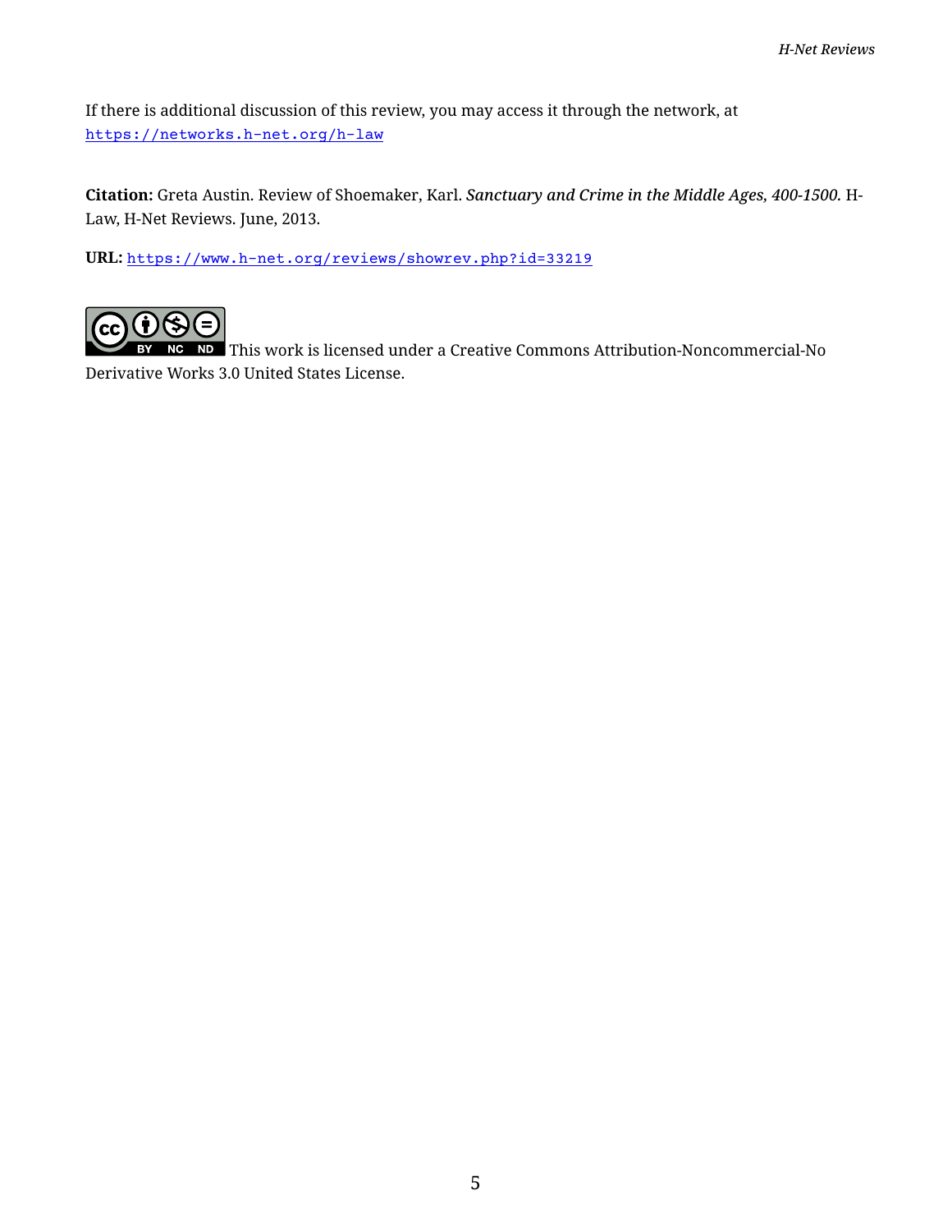If there is additional discussion of this review, you may access it through the network, at https://networks.h-net.org/h-law

**Citation:** Greta Austin. Review of Shoemaker, Karl. ***Sanctuary and Crime in the Middle Ages, 400-1500.*** H-Law, H-Net Reviews. June, 2013.

**URL:** https://www.h-net.org/reviews/showrev.php?id=33219

This work is licensed under a Creative Commons Attribution-Noncommercial-No Derivative Works 3.0 United States License.